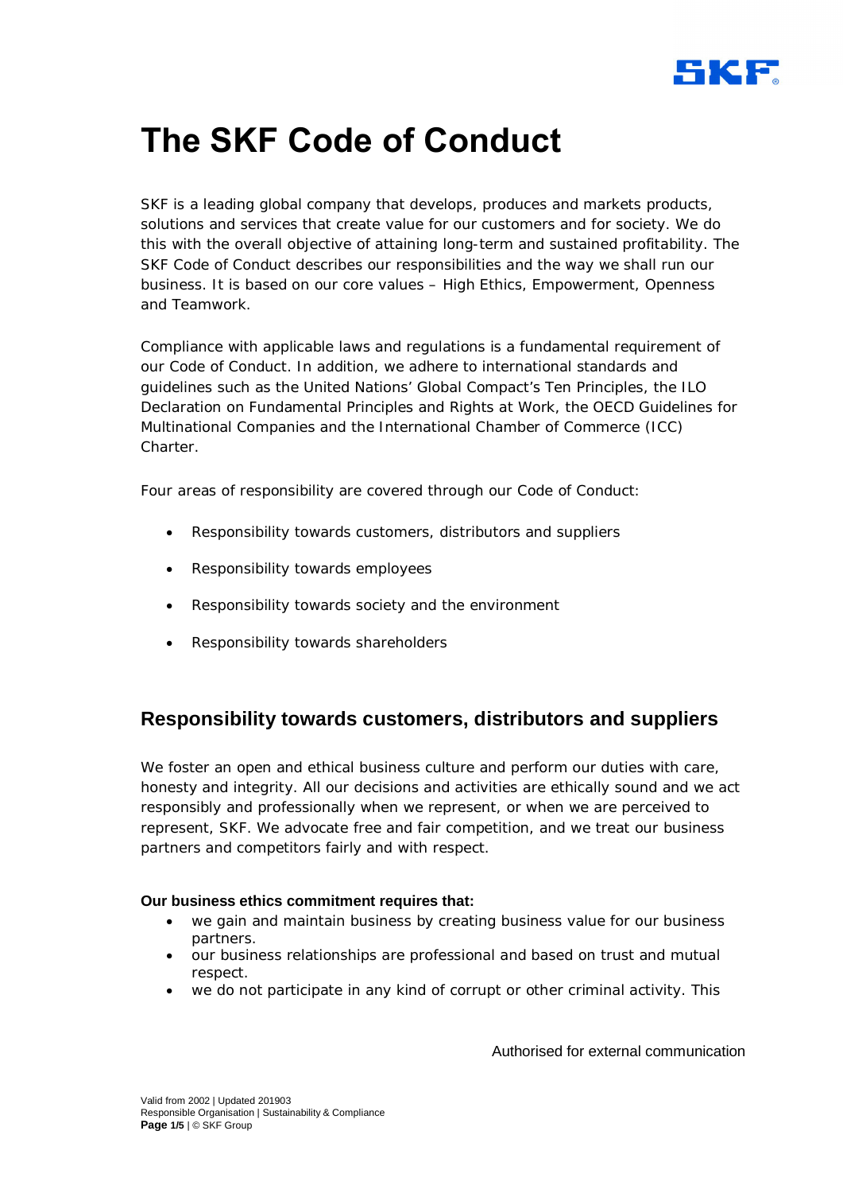# The SKF Code of Conduct

SKF is a leading global company that develops, produces and markets products, solutions and services that create value for our customers and for society. We do this with the overall objective of attaining long-term and sustained profitability. The SKF Code of Conduct describes our responsibilities and the way we shall run our business. It is based on our core values – High Ethics, Empowerment, Openness and Teamwork.

Compliance with applicable laws and regulations is a fundamental requirement of our Code of Conduct. In addition, we adhere to international standards and guidelines such as the United Nations' Global Compact's Ten Principles, the ILO Declaration on Fundamental Principles and Rights at Work, the OECD Guidelines for Multinational Companies and the International Chamber of Commerce (ICC) Charter.

Four areas of responsibility are covered through our Code of Conduct:

- Responsibility towards customers, distributors and suppliers
- Responsibility towards employees
- Responsibility towards society and the environment
- Responsibility towards shareholders

## Responsibility towards customers, distributors and suppliers

We foster an open and ethical business culture and perform our duties with care, honesty and integrity. All our decisions and activities are ethically sound and we act responsibly and professionally when we represent, or when we are perceived to represent, SKF. We advocate free and fair competition, and we treat our business partners and competitors fairly and with respect.

**Our business ethics commitment requires that:**

- we gain and maintain business by creating business value for our business partners.
- our business relationships are professional and based on trust and mutual respect.
- we do not participate in any kind of corrupt or other criminal activity. This

Authorised for external communication

Valid from 2002 | Updated 201903
Responsible Organisation | Sustainability & Compliance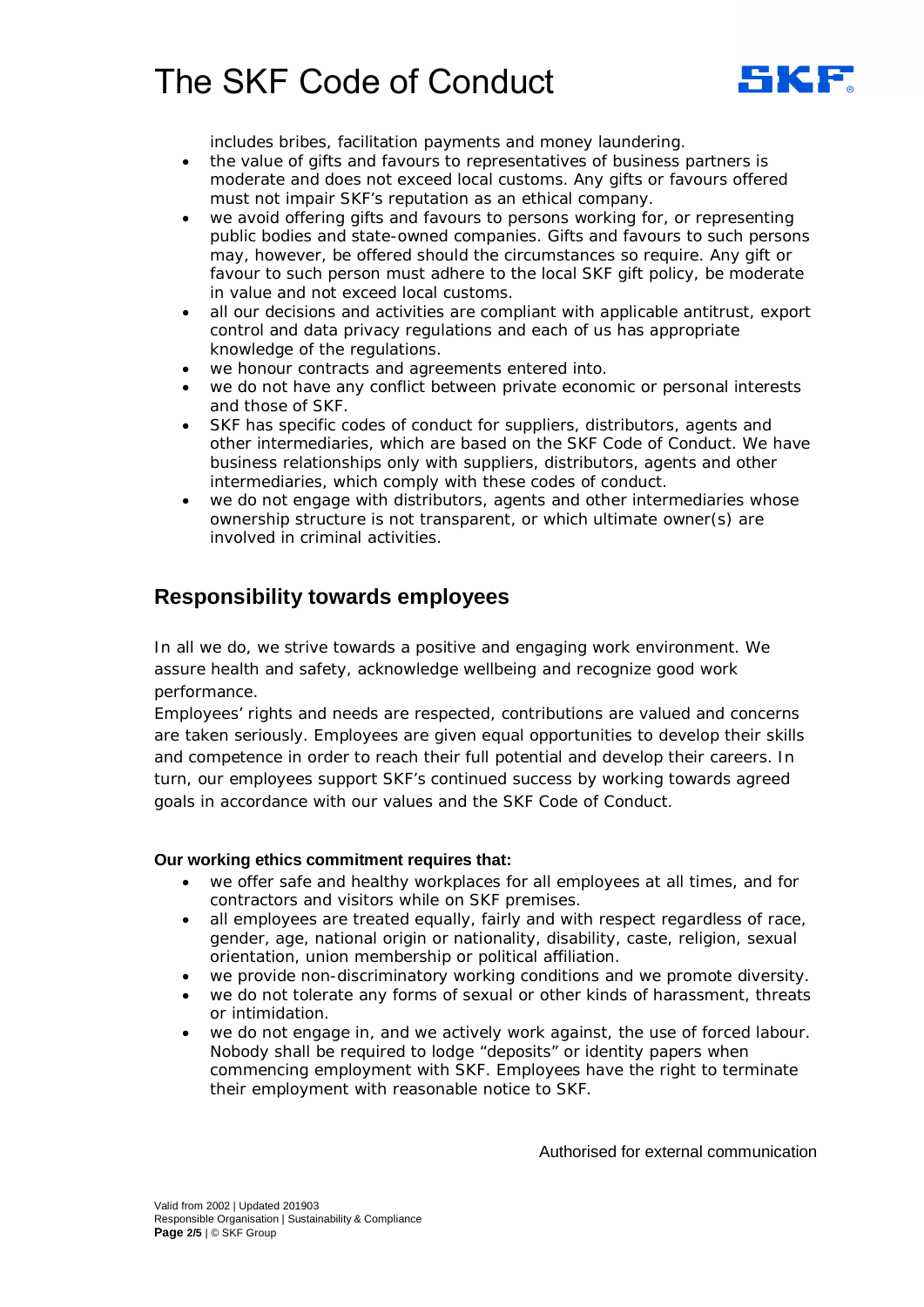includes bribes, facilitation payments and money laundering.

- the value of gifts and favours to representatives of business partners is moderate and does not exceed local customs. Any gifts or favours offered must not impair SKF's reputation as an ethical company.
- we avoid offering gifts and favours to persons working for, or representing public bodies and state-owned companies. Gifts and favours to such persons may, however, be offered should the circumstances so require. Any gift or favour to such person must adhere to the local SKF gift policy, be moderate in value and not exceed local customs.
- all our decisions and activities are compliant with applicable antitrust, export control and data privacy regulations and each of us has appropriate knowledge of the regulations.
- we honour contracts and agreements entered into.
- we do not have any conflict between private economic or personal interests and those of SKF.
- SKF has specific codes of conduct for suppliers, distributors, agents and other intermediaries, which are based on the SKF Code of Conduct. We have business relationships only with suppliers, distributors, agents and other intermediaries, which comply with these codes of conduct.
- we do not engage with distributors, agents and other intermediaries whose ownership structure is not transparent, or which ultimate owner(s) are involved in criminal activities.

## Responsibility towards employees

In all we do, we strive towards a positive and engaging work environment. We assure health and safety, acknowledge wellbeing and recognize good work performance.

Employees' rights and needs are respected, contributions are valued and concerns are taken seriously. Employees are given equal opportunities to develop their skills and competence in order to reach their full potential and develop their careers. In turn, our employees support SKF's continued success by working towards agreed goals in accordance with our values and the SKF Code of Conduct.

**Our working ethics commitment requires that:**

- we offer safe and healthy workplaces for all employees at all times, and for contractors and visitors while on SKF premises.
- all employees are treated equally, fairly and with respect regardless of race, gender, age, national origin or nationality, disability, caste, religion, sexual orientation, union membership or political affiliation.
- we provide non-discriminatory working conditions and we promote diversity.
- we do not tolerate any forms of sexual or other kinds of harassment, threats or intimidation.
- we do not engage in, and we actively work against, the use of forced labour. Nobody shall be required to lodge "deposits" or identity papers when commencing employment with SKF. Employees have the right to terminate their employment with reasonable notice to SKF.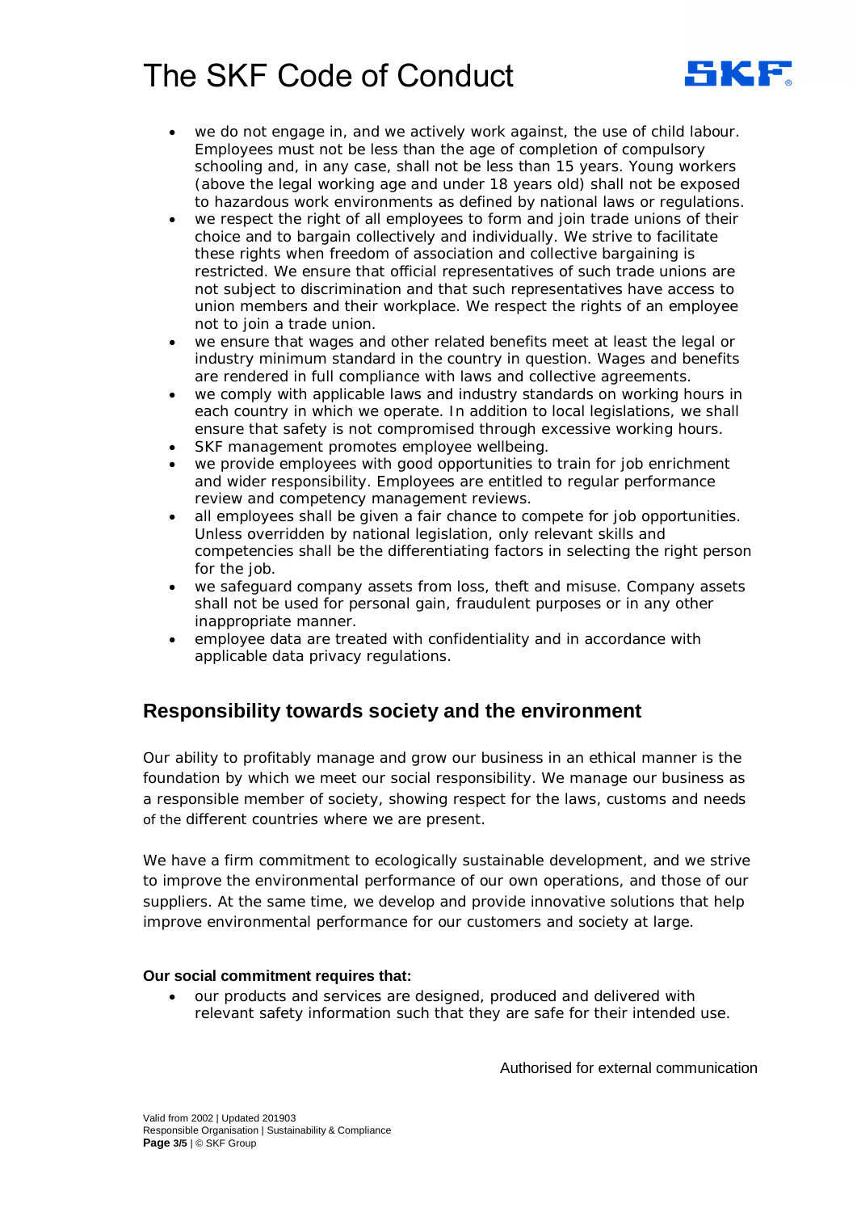- we do not engage in, and we actively work against, the use of child labour. Employees must not be less than the age of completion of compulsory schooling and, in any case, shall not be less than 15 years. Young workers (above the legal working age and under 18 years old) shall not be exposed to hazardous work environments as defined by national laws or regulations.
- we respect the right of all employees to form and join trade unions of their choice and to bargain collectively and individually. We strive to facilitate these rights when freedom of association and collective bargaining is restricted. We ensure that official representatives of such trade unions are not subject to discrimination and that such representatives have access to union members and their workplace. We respect the rights of an employee not to join a trade union.
- we ensure that wages and other related benefits meet at least the legal or industry minimum standard in the country in question. Wages and benefits are rendered in full compliance with laws and collective agreements.
- we comply with applicable laws and industry standards on working hours in each country in which we operate. In addition to local legislations, we shall ensure that safety is not compromised through excessive working hours.
- SKF management promotes employee wellbeing.
- we provide employees with good opportunities to train for job enrichment and wider responsibility. Employees are entitled to regular performance review and competency management reviews.
- all employees shall be given a fair chance to compete for job opportunities. Unless overridden by national legislation, only relevant skills and competencies shall be the differentiating factors in selecting the right person for the job.
- we safeguard company assets from loss, theft and misuse. Company assets shall not be used for personal gain, fraudulent purposes or in any other inappropriate manner.
- employee data are treated with confidentiality and in accordance with applicable data privacy regulations.

## Responsibility towards society and the environment

Our ability to profitably manage and grow our business in an ethical manner is the foundation by which we meet our social responsibility. We manage our business as a responsible member of society, showing respect for the laws, customs and needs of the different countries where we are present.

We have a firm commitment to ecologically sustainable development, and we strive to improve the environmental performance of our own operations, and those of our suppliers. At the same time, we develop and provide innovative solutions that help improve environmental performance for our customers and society at large.

**Our social commitment requires that:**

- our products and services are designed, produced and delivered with relevant safety information such that they are safe for their intended use.

Authorised for external communication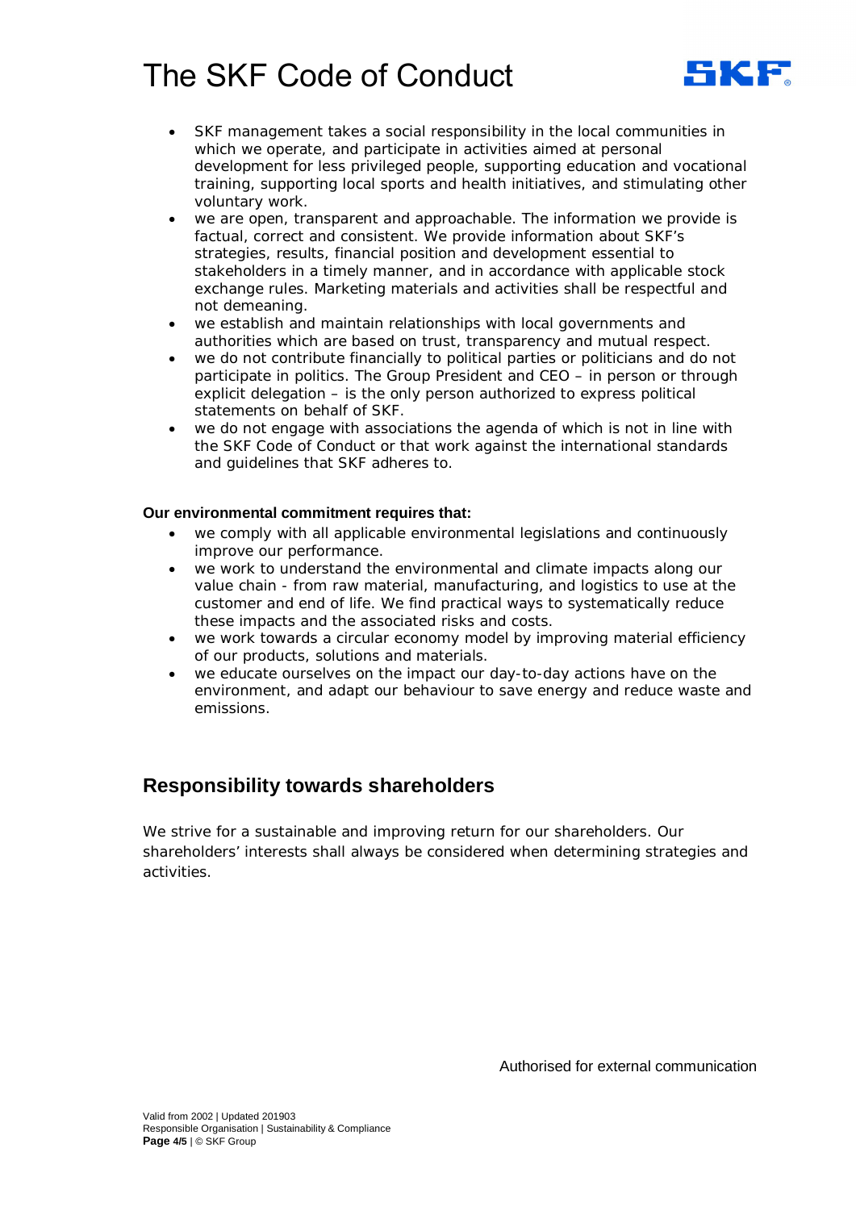- SKF management takes a social responsibility in the local communities in which we operate, and participate in activities aimed at personal development for less privileged people, supporting education and vocational training, supporting local sports and health initiatives, and stimulating other voluntary work.
- we are open, transparent and approachable. The information we provide is factual, correct and consistent. We provide information about SKF's strategies, results, financial position and development essential to stakeholders in a timely manner, and in accordance with applicable stock exchange rules. Marketing materials and activities shall be respectful and not demeaning.
- we establish and maintain relationships with local governments and authorities which are based on trust, transparency and mutual respect.
- we do not contribute financially to political parties or politicians and do not participate in politics. The Group President and CEO – in person or through explicit delegation – is the only person authorized to express political statements on behalf of SKF.
- we do not engage with associations the agenda of which is not in line with the SKF Code of Conduct or that work against the international standards and guidelines that SKF adheres to.

**Our environmental commitment requires that:**

- we comply with all applicable environmental legislations and continuously improve our performance.
- we work to understand the environmental and climate impacts along our value chain - from raw material, manufacturing, and logistics to use at the customer and end of life. We find practical ways to systematically reduce these impacts and the associated risks and costs.
- we work towards a circular economy model by improving material efficiency of our products, solutions and materials.
- we educate ourselves on the impact our day-to-day actions have on the environment, and adapt our behaviour to save energy and reduce waste and emissions.

## Responsibility towards shareholders

We strive for a sustainable and improving return for our shareholders. Our shareholders' interests shall always be considered when determining strategies and activities.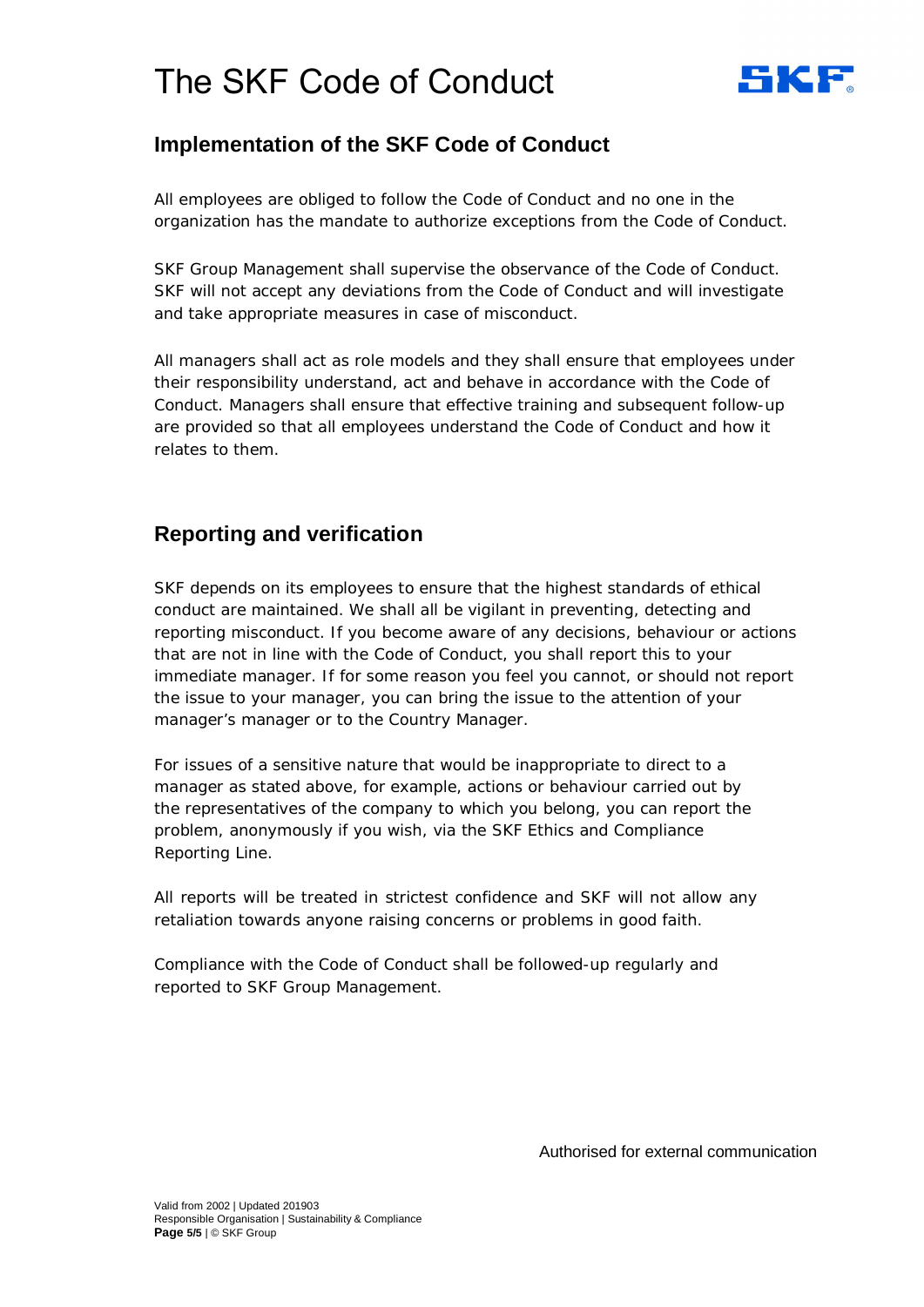## Implementation of the SKF Code of Conduct

All employees are obliged to follow the Code of Conduct and no one in the organization has the mandate to authorize exceptions from the Code of Conduct.

SKF Group Management shall supervise the observance of the Code of Conduct. SKF will not accept any deviations from the Code of Conduct and will investigate and take appropriate measures in case of misconduct.

All managers shall act as role models and they shall ensure that employees under their responsibility understand, act and behave in accordance with the Code of Conduct. Managers shall ensure that effective training and subsequent follow-up are provided so that all employees understand the Code of Conduct and how it relates to them.

## Reporting and verification

SKF depends on its employees to ensure that the highest standards of ethical conduct are maintained. We shall all be vigilant in preventing, detecting and reporting misconduct. If you become aware of any decisions, behaviour or actions that are not in line with the Code of Conduct, you shall report this to your immediate manager. If for some reason you feel you cannot, or should not report the issue to your manager, you can bring the issue to the attention of your manager's manager or to the Country Manager.

For issues of a sensitive nature that would be inappropriate to direct to a manager as stated above, for example, actions or behaviour carried out by the representatives of the company to which you belong, you can report the problem, anonymously if you wish, via the SKF Ethics and Compliance Reporting Line.

All reports will be treated in strictest confidence and SKF will not allow any retaliation towards anyone raising concerns or problems in good faith.

Compliance with the Code of Conduct shall be followed-up regularly and reported to SKF Group Management.

Authorised for external communication